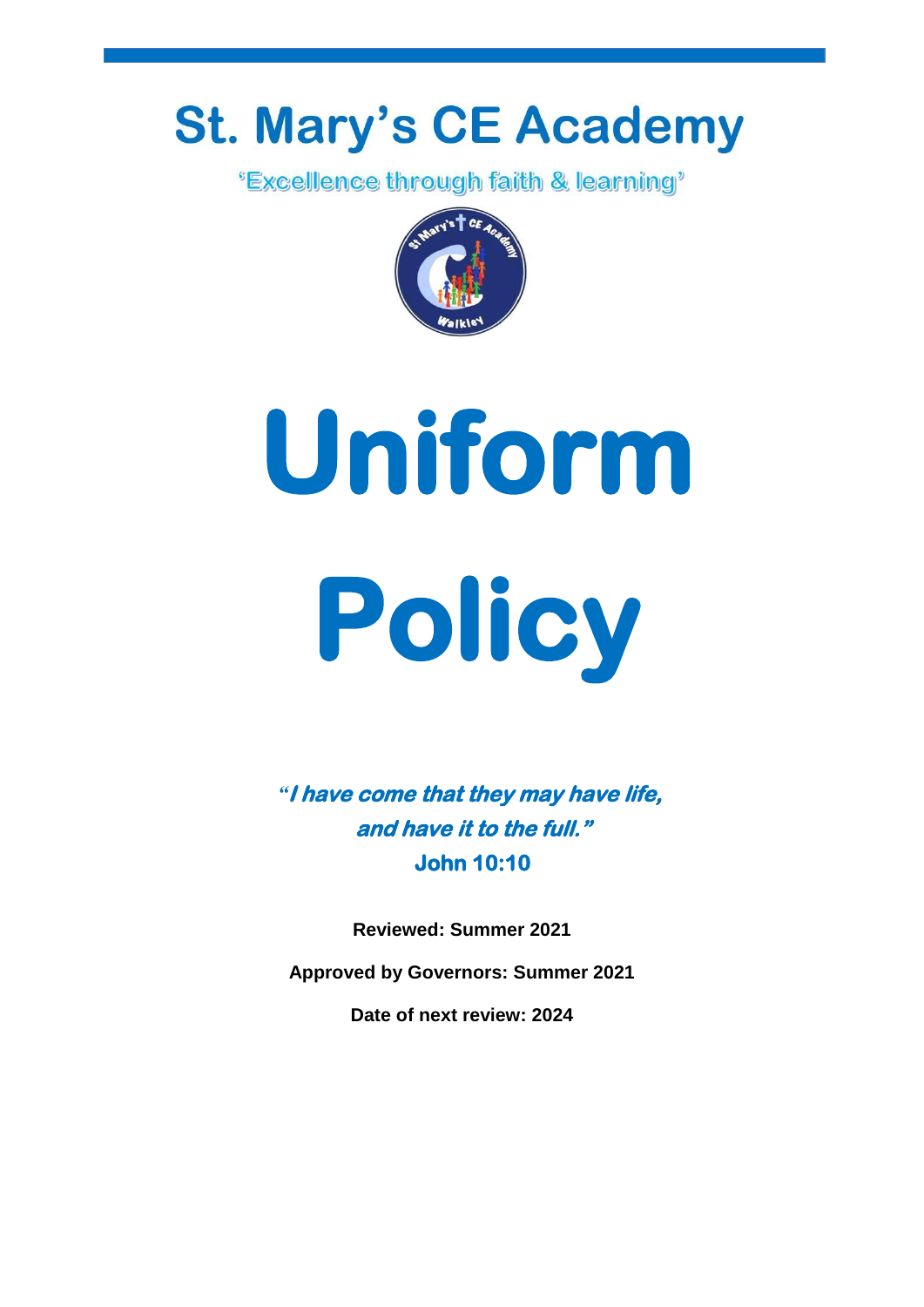# St. Mary's CE Academy

'Excellence through faith & learning'

# Uniform Policy

***"I have come that they may have life, and have it to the full."***

**John 10:10**

**Reviewed: Summer 2021**

**Approved by Governors: Summer 2021**

**Date of next review: 2024**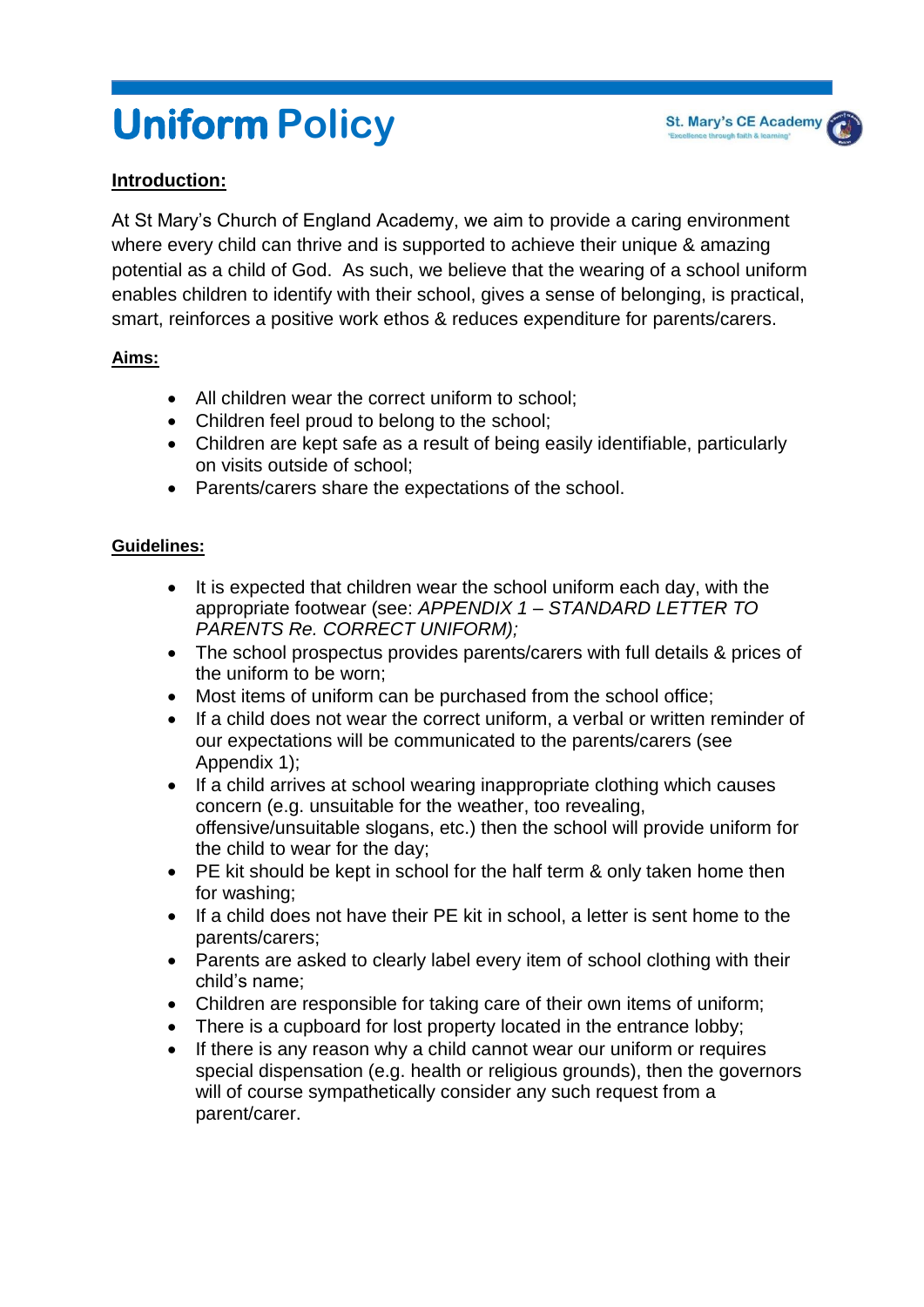# Uniform Policy

**Introduction:**

At St Mary's Church of England Academy, we aim to provide a caring environment where every child can thrive and is supported to achieve their unique & amazing potential as a child of God. As such, we believe that the wearing of a school uniform enables children to identify with their school, gives a sense of belonging, is practical, smart, reinforces a positive work ethos & reduces expenditure for parents/carers.

**Aims:**

- All children wear the correct uniform to school;
- Children feel proud to belong to the school;
- Children are kept safe as a result of being easily identifiable, particularly on visits outside of school;
- Parents/carers share the expectations of the school.

**Guidelines:**

- It is expected that children wear the school uniform each day, with the appropriate footwear (see: *APPENDIX 1 – STANDARD LETTER TO PARENTS Re. CORRECT UNIFORM);*
- The school prospectus provides parents/carers with full details & prices of the uniform to be worn;
- Most items of uniform can be purchased from the school office;
- If a child does not wear the correct uniform, a verbal or written reminder of our expectations will be communicated to the parents/carers (see Appendix 1);
- If a child arrives at school wearing inappropriate clothing which causes concern (e.g. unsuitable for the weather, too revealing, offensive/unsuitable slogans, etc.) then the school will provide uniform for the child to wear for the day;
- PE kit should be kept in school for the half term & only taken home then for washing;
- If a child does not have their PE kit in school, a letter is sent home to the parents/carers;
- Parents are asked to clearly label every item of school clothing with their child's name;
- Children are responsible for taking care of their own items of uniform;
- There is a cupboard for lost property located in the entrance lobby;
- If there is any reason why a child cannot wear our uniform or requires special dispensation (e.g. health or religious grounds), then the governors will of course sympathetically consider any such request from a parent/carer.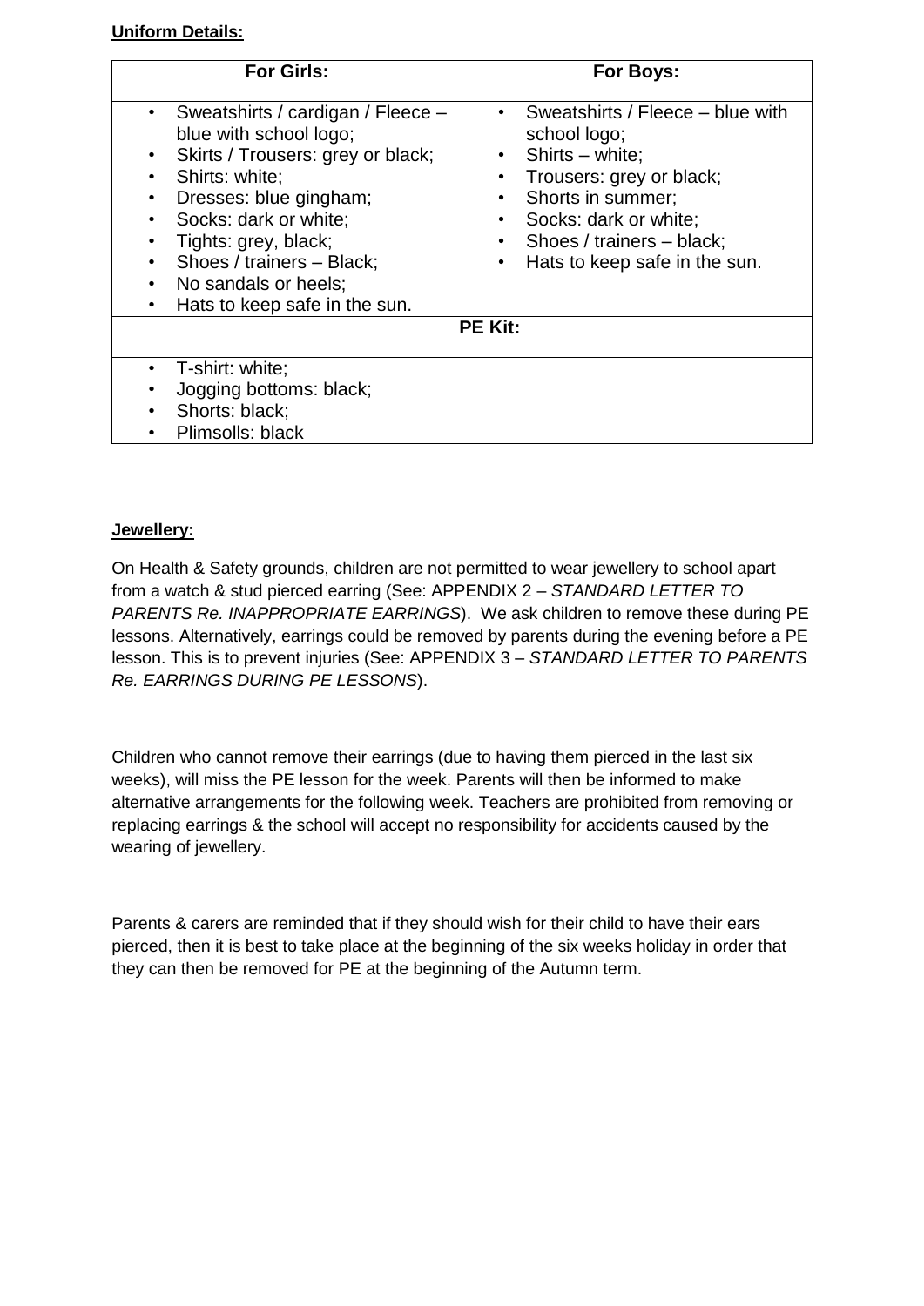**Uniform Details:**

<table>
<tr>
<th>For Girls:</th>
<th>For Boys:</th>
</tr>
<tr>
<td>

- Sweatshirts / cardigan / Fleece – blue with school logo;
- Skirts / Trousers: grey or black;
- Shirts: white;
- Dresses: blue gingham;
- Socks: dark or white;
- Tights: grey, black;
- Shoes / trainers – Black;
- No sandals or heels;
- Hats to keep safe in the sun.

</td>
<td>

- Sweatshirts / Fleece – blue with school logo;
- Shirts – white;
- Trousers: grey or black;
- Shorts in summer;
- Socks: dark or white;
- Shoes / trainers – black;
- Hats to keep safe in the sun.

</td>
</tr>
<tr>
<th colspan="2">PE Kit:</th>
</tr>
<tr>
<td colspan="2">

- T-shirt: white;
- Jogging bottoms: black;
- Shorts: black;
- Plimsolls: black

</td>
</tr>
</table>

**Jewellery:**

On Health & Safety grounds, children are not permitted to wear jewellery to school apart from a watch & stud pierced earring (See: APPENDIX 2 – *STANDARD LETTER TO PARENTS Re. INAPPROPRIATE EARRINGS*). We ask children to remove these during PE lessons. Alternatively, earrings could be removed by parents during the evening before a PE lesson. This is to prevent injuries (See: APPENDIX 3 – *STANDARD LETTER TO PARENTS Re. EARRINGS DURING PE LESSONS*).

Children who cannot remove their earrings (due to having them pierced in the last six weeks), will miss the PE lesson for the week. Parents will then be informed to make alternative arrangements for the following week. Teachers are prohibited from removing or replacing earrings & the school will accept no responsibility for accidents caused by the wearing of jewellery.

Parents & carers are reminded that if they should wish for their child to have their ears pierced, then it is best to take place at the beginning of the six weeks holiday in order that they can then be removed for PE at the beginning of the Autumn term.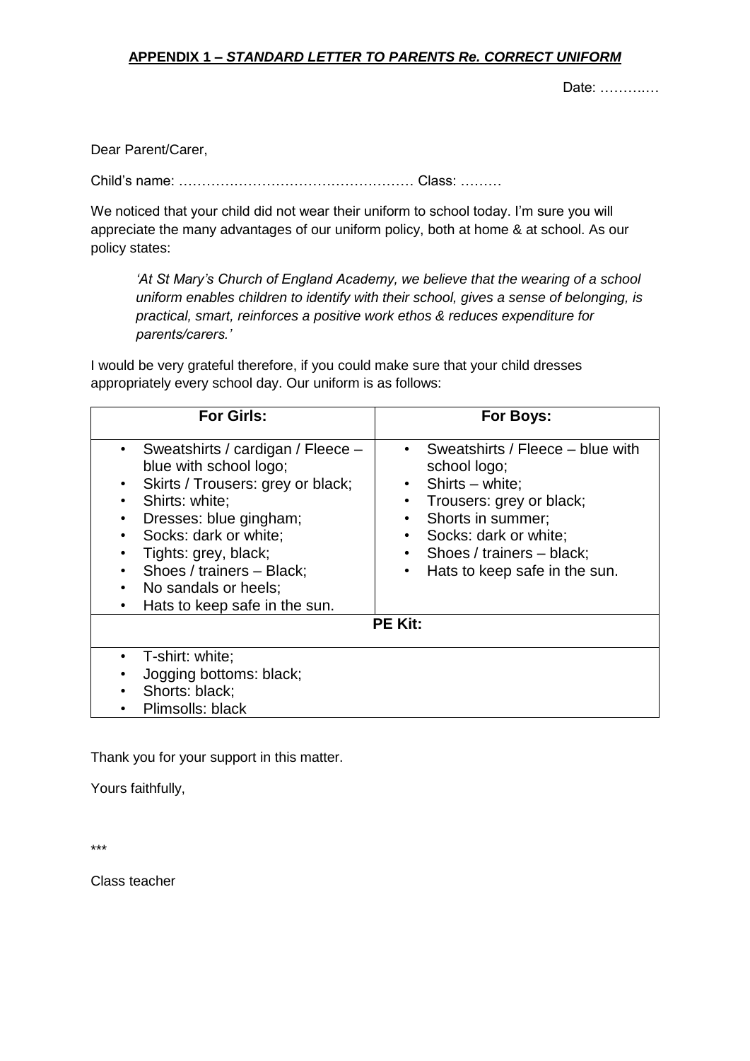## APPENDIX 1 – *STANDARD LETTER TO PARENTS Re. CORRECT UNIFORM*

Date: …………

Dear Parent/Carer,

Child's name: …………………………………………… Class: ………

We noticed that your child did not wear their uniform to school today. I'm sure you will appreciate the many advantages of our uniform policy, both at home & at school. As our policy states:

> *'At St Mary's Church of England Academy, we believe that the wearing of a school uniform enables children to identify with their school, gives a sense of belonging, is practical, smart, reinforces a positive work ethos & reduces expenditure for parents/carers.'*

I would be very grateful therefore, if you could make sure that your child dresses appropriately every school day. Our uniform is as follows:

| For Girls: | For Boys: |
|---|---|
| • Sweatshirts / cardigan / Fleece – blue with school logo;<br>• Skirts / Trousers: grey or black;<br>• Shirts: white;<br>• Dresses: blue gingham;<br>• Socks: dark or white;<br>• Tights: grey, black;<br>• Shoes / trainers – Black;<br>• No sandals or heels;<br>• Hats to keep safe in the sun. | • Sweatshirts / Fleece – blue with school logo;<br>• Shirts – white;<br>• Trousers: grey or black;<br>• Shorts in summer;<br>• Socks: dark or white;<br>• Shoes / trainers – black;<br>• Hats to keep safe in the sun. |
| **PE Kit:** | |
| • T-shirt: white;<br>• Jogging bottoms: black;<br>• Shorts: black;<br>• Plimsolls: black | |

Thank you for your support in this matter.

Yours faithfully,

\*\*\*

Class teacher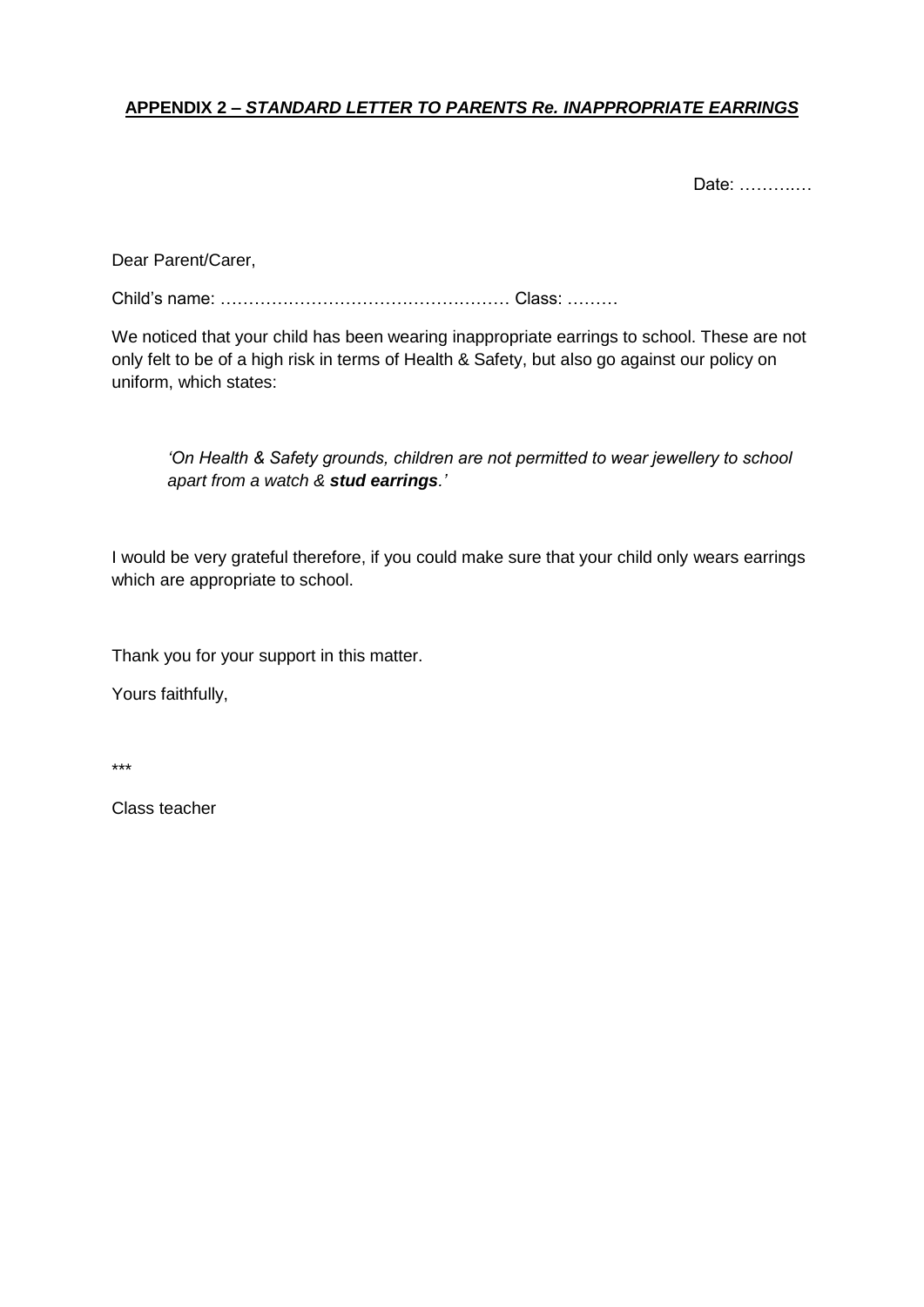## **APPENDIX 2 – *STANDARD LETTER TO PARENTS Re. INAPPROPRIATE EARRINGS***

Date: ………..…

Dear Parent/Carer,

Child's name: …………………………………………… Class: ………

We noticed that your child has been wearing inappropriate earrings to school. These are not only felt to be of a high risk in terms of Health & Safety, but also go against our policy on uniform, which states:

> *'On Health & Safety grounds, children are not permitted to wear jewellery to school apart from a watch & **stud earrings**.'*

I would be very grateful therefore, if you could make sure that your child only wears earrings which are appropriate to school.

Thank you for your support in this matter.

Yours faithfully,

***

Class teacher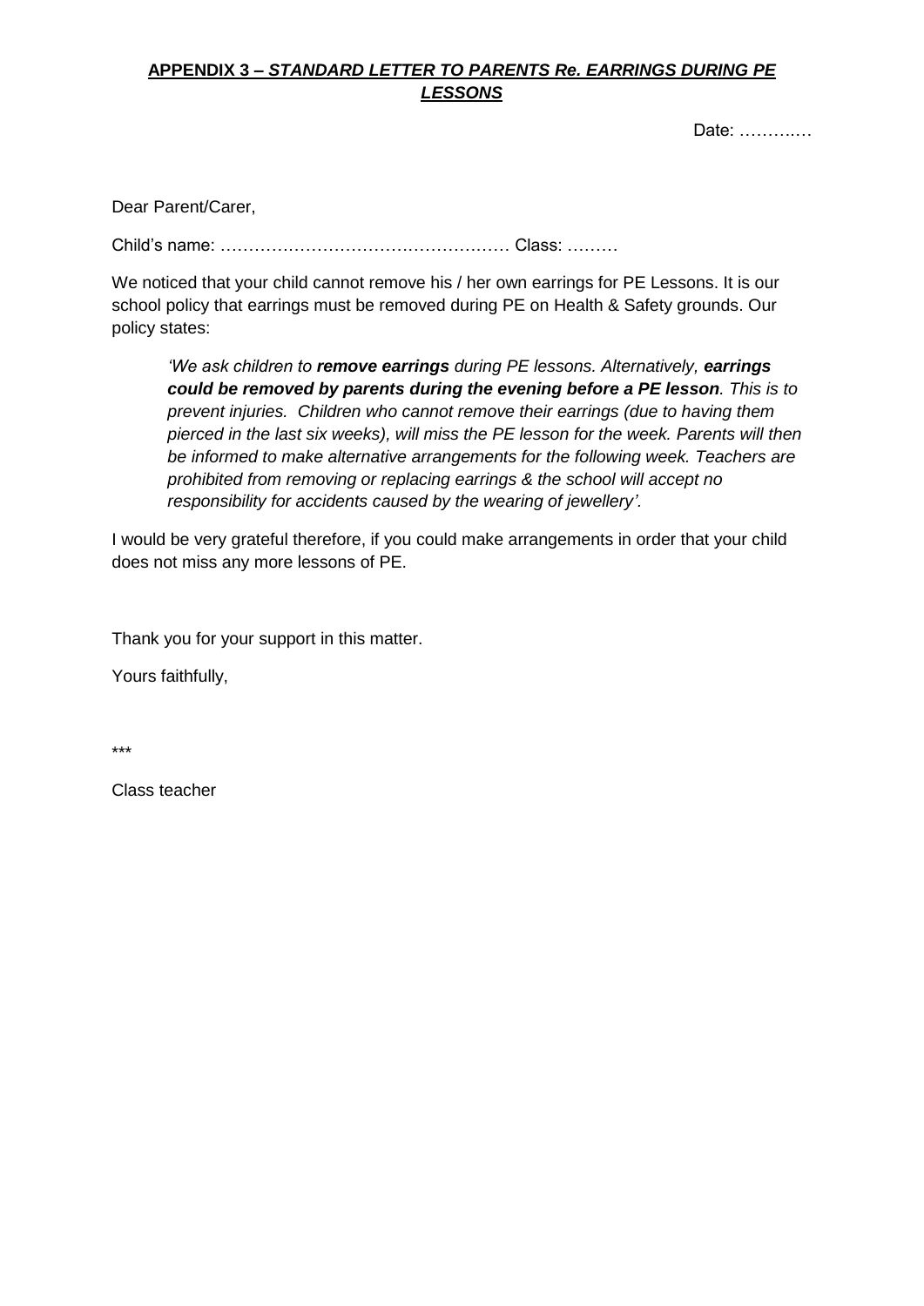**APPENDIX 3 – *STANDARD LETTER TO PARENTS Re. EARRINGS DURING PE LESSONS***

Date: ………..…

Dear Parent/Carer,

Child's name: …………………………………………… Class: ………

We noticed that your child cannot remove his / her own earrings for PE Lessons. It is our school policy that earrings must be removed during PE on Health & Safety grounds. Our policy states:

> *'We ask children to **remove earrings** during PE lessons. Alternatively, **earrings could be removed by parents during the evening before a PE lesson**. This is to prevent injuries. Children who cannot remove their earrings (due to having them pierced in the last six weeks), will miss the PE lesson for the week. Parents will then be informed to make alternative arrangements for the following week. Teachers are prohibited from removing or replacing earrings & the school will accept no responsibility for accidents caused by the wearing of jewellery'.*

I would be very grateful therefore, if you could make arrangements in order that your child does not miss any more lessons of PE.

Thank you for your support in this matter.

Yours faithfully,

***

Class teacher